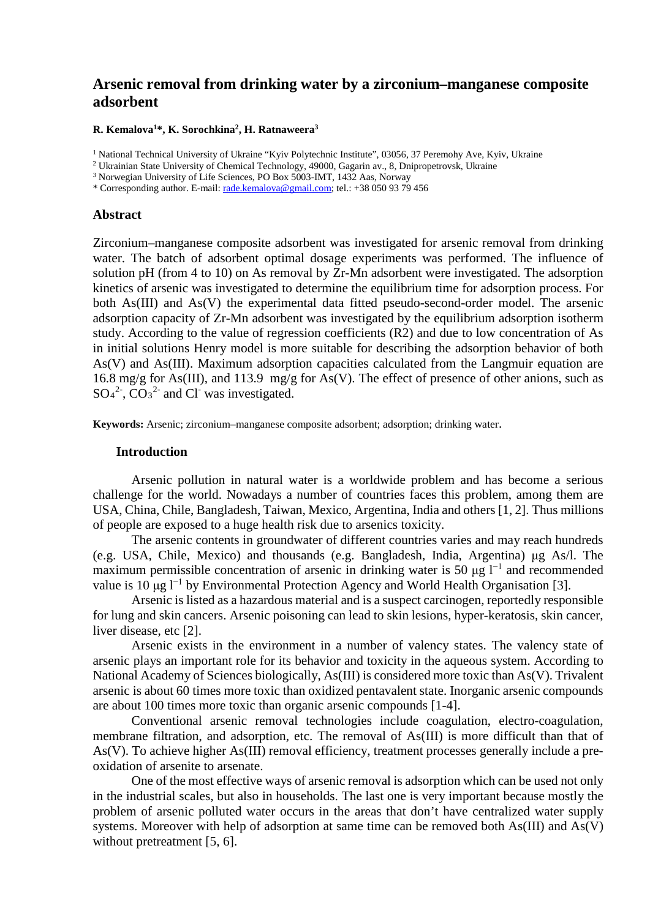# Arsenic removal from drinking water by a zirconium–manganese composite adsorbent

**R. Kemalova[1]*, K. Sorochkina[2], H. Ratnaweera[3]**

[1] National Technical University of Ukraine "Kyiv Polytechnic Institute", 03056, 37 Peremohy Ave, Kyiv, Ukraine
[2] Ukrainian State University of Chemical Technology, 49000, Gagarin av., 8, Dnipropetrovsk, Ukraine
[3] Norwegian University of Life Sciences, PO Box 5003-IMT, 1432 Aas, Norway
* Corresponding author. E-mail: rade.kemalova@gmail.com; tel.: +38 050 93 79 456

## Abstract

Zirconium–manganese composite adsorbent was investigated for arsenic removal from drinking water. The batch of adsorbent optimal dosage experiments was performed. The influence of solution pH (from 4 to 10) on As removal by Zr-Mn adsorbent were investigated. The adsorption kinetics of arsenic was investigated to determine the equilibrium time for adsorption process. For both As(III) and As(V) the experimental data fitted pseudo-second-order model. The arsenic adsorption capacity of Zr-Mn adsorbent was investigated by the equilibrium adsorption isotherm study. According to the value of regression coefficients (R2) and due to low concentration of As in initial solutions Henry model is more suitable for describing the adsorption behavior of both As(V) and As(III). Maximum adsorption capacities calculated from the Langmuir equation are 16.8 mg/g for As(III), and 113.9 mg/g for As(V). The effect of presence of other anions, such as $SO_4^{2-}$, $CO_3^{2-}$ and $Cl^-$ was investigated.

**Keywords:** Arsenic; zirconium–manganese composite adsorbent; adsorption; drinking water.

## Introduction

Arsenic pollution in natural water is a worldwide problem and has become a serious challenge for the world. Nowadays a number of countries faces this problem, among them are USA, China, Chile, Bangladesh, Taiwan, Mexico, Argentina, India and others [1, 2]. Thus millions of people are exposed to a huge health risk due to arsenics toxicity.

The arsenic contents in groundwater of different countries varies and may reach hundreds (e.g. USA, Chile, Mexico) and thousands (e.g. Bangladesh, India, Argentina) μg As/l. The maximum permissible concentration of arsenic in drinking water is 50 $\mu g\ l^{-1}$ and recommended value is 10 $\mu g\ l^{-1}$ by Environmental Protection Agency and World Health Organisation [3].

Arsenic is listed as a hazardous material and is a suspect carcinogen, reportedly responsible for lung and skin cancers. Arsenic poisoning can lead to skin lesions, hyper-keratosis, skin cancer, liver disease, etc [2].

Arsenic exists in the environment in a number of valency states. The valency state of arsenic plays an important role for its behavior and toxicity in the aqueous system. According to National Academy of Sciences biologically, As(III) is considered more toxic than As(V). Trivalent arsenic is about 60 times more toxic than oxidized pentavalent state. Inorganic arsenic compounds are about 100 times more toxic than organic arsenic compounds [1-4].

Conventional arsenic removal technologies include coagulation, electro-coagulation, membrane filtration, and adsorption, etc. The removal of As(III) is more difficult than that of As(V). To achieve higher As(III) removal efficiency, treatment processes generally include a pre-oxidation of arsenite to arsenate.

One of the most effective ways of arsenic removal is adsorption which can be used not only in the industrial scales, but also in households. The last one is very important because mostly the problem of arsenic polluted water occurs in the areas that don't have centralized water supply systems. Moreover with help of adsorption at same time can be removed both As(III) and As(V) without pretreatment [5, 6].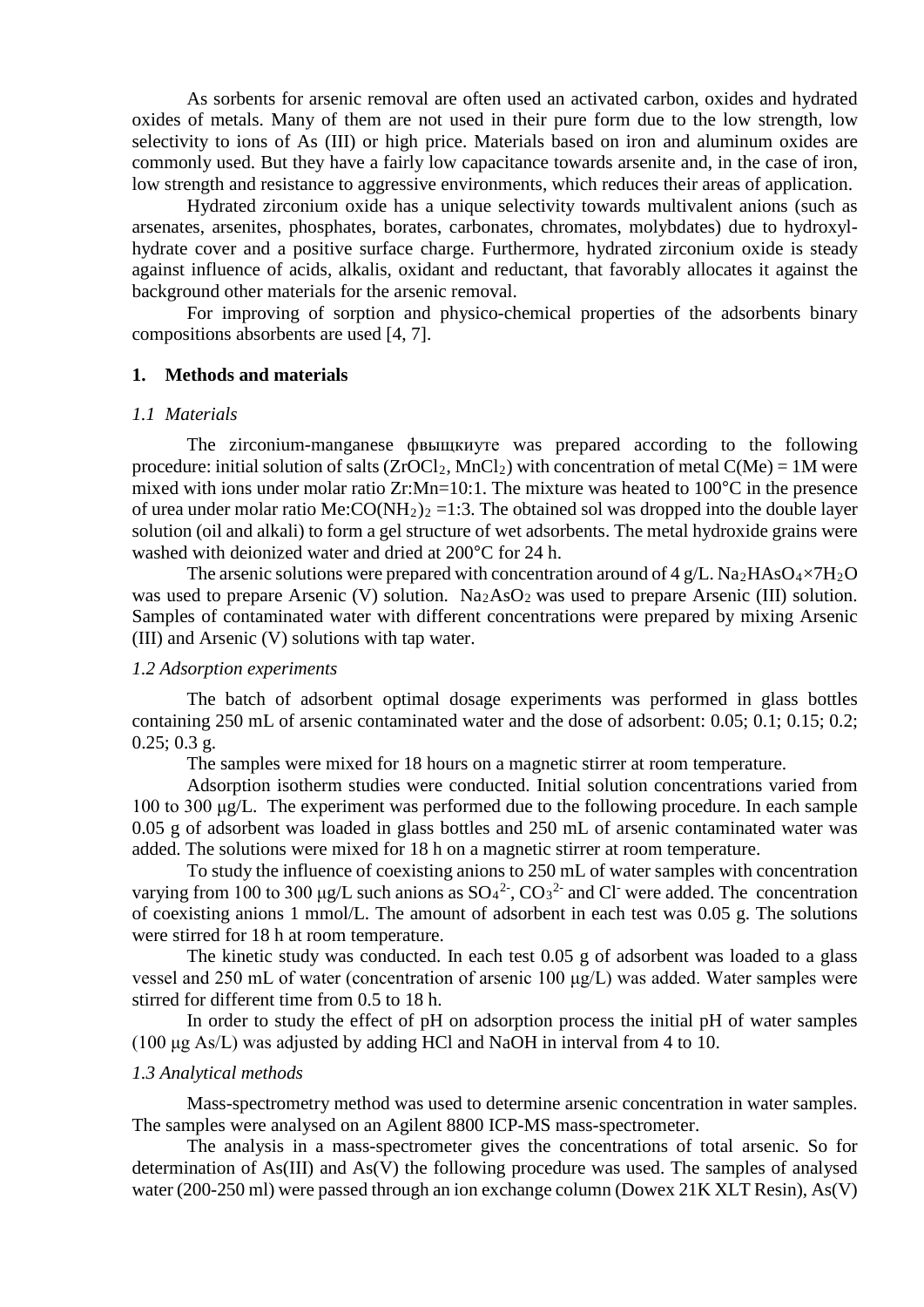As sorbents for arsenic removal are often used an activated carbon, oxides and hydrated oxides of metals. Many of them are not used in their pure form due to the low strength, low selectivity to ions of As (III) or high price. Materials based on iron and aluminum oxides are commonly used. But they have a fairly low capacitance towards arsenite and, in the case of iron, low strength and resistance to aggressive environments, which reduces their areas of application.

Hydrated zirconium oxide has a unique selectivity towards multivalent anions (such as arsenates, arsenites, phosphates, borates, carbonates, chromates, molybdates) due to hydroxyl-hydrate cover and a positive surface charge. Furthermore, hydrated zirconium oxide is steady against influence of acids, alkalis, oxidant and reductant, that favorably allocates it against the background other materials for the arsenic removal.

For improving of sorption and physico-chemical properties of the adsorbents binary compositions absorbents are used [4, 7].

## 1. Methods and materials

### *1.1 Materials*

The zirconium-manganese фвыщкиуте was prepared according to the following procedure: initial solution of salts ($ZrOCl_2$, $MnCl_2$) with concentration of metal C(Me) = 1M were mixed with ions under molar ratio Zr:Mn=10:1. The mixture was heated to 100°C in the presence of urea under molar ratio $Me:CO(NH_2)_2$ =1:3. The obtained sol was dropped into the double layer solution (oil and alkali) to form a gel structure of wet adsorbents. The metal hydroxide grains were washed with deionized water and dried at 200°C for 24 h.

The arsenic solutions were prepared with concentration around of 4 g/L. $Na_2HAsO_4 \times 7H_2O$ was used to prepare Arsenic (V) solution. $Na_2AsO_2$ was used to prepare Arsenic (III) solution. Samples of contaminated water with different concentrations were prepared by mixing Arsenic (III) and Arsenic (V) solutions with tap water.

### *1.2 Adsorption experiments*

The batch of adsorbent optimal dosage experiments was performed in glass bottles containing 250 mL of arsenic contaminated water and the dose of adsorbent: 0.05; 0.1; 0.15; 0.2; 0.25; 0.3 g.

The samples were mixed for 18 hours on a magnetic stirrer at room temperature.

Adsorption isotherm studies were conducted. Initial solution concentrations varied from 100 to 300 μg/L. The experiment was performed due to the following procedure. In each sample 0.05 g of adsorbent was loaded in glass bottles and 250 mL of arsenic contaminated water was added. The solutions were mixed for 18 h on a magnetic stirrer at room temperature.

To study the influence of coexisting anions to 250 mL of water samples with concentration varying from 100 to 300 μg/L such anions as $SO_4^{2-}$, $CO_3^{2-}$ and $Cl^-$ were added. The concentration of coexisting anions 1 mmol/L. The amount of adsorbent in each test was 0.05 g. The solutions were stirred for 18 h at room temperature.

The kinetic study was conducted. In each test 0.05 g of adsorbent was loaded to a glass vessel and 250 mL of water (concentration of arsenic 100 μg/L) was added. Water samples were stirred for different time from 0.5 to 18 h.

In order to study the effect of pH on adsorption process the initial pH of water samples (100 μg As/L) was adjusted by adding HCl and NaOH in interval from 4 to 10.

### *1.3 Analytical methods*

Mass-spectrometry method was used to determine arsenic concentration in water samples. The samples were analysed on an Agilent 8800 ICP-MS mass-spectrometer.

The analysis in a mass-spectrometer gives the concentrations of total arsenic. So for determination of As(III) and As(V) the following procedure was used. The samples of analysed water (200-250 ml) were passed through an ion exchange column (Dowex 21K XLT Resin), As(V)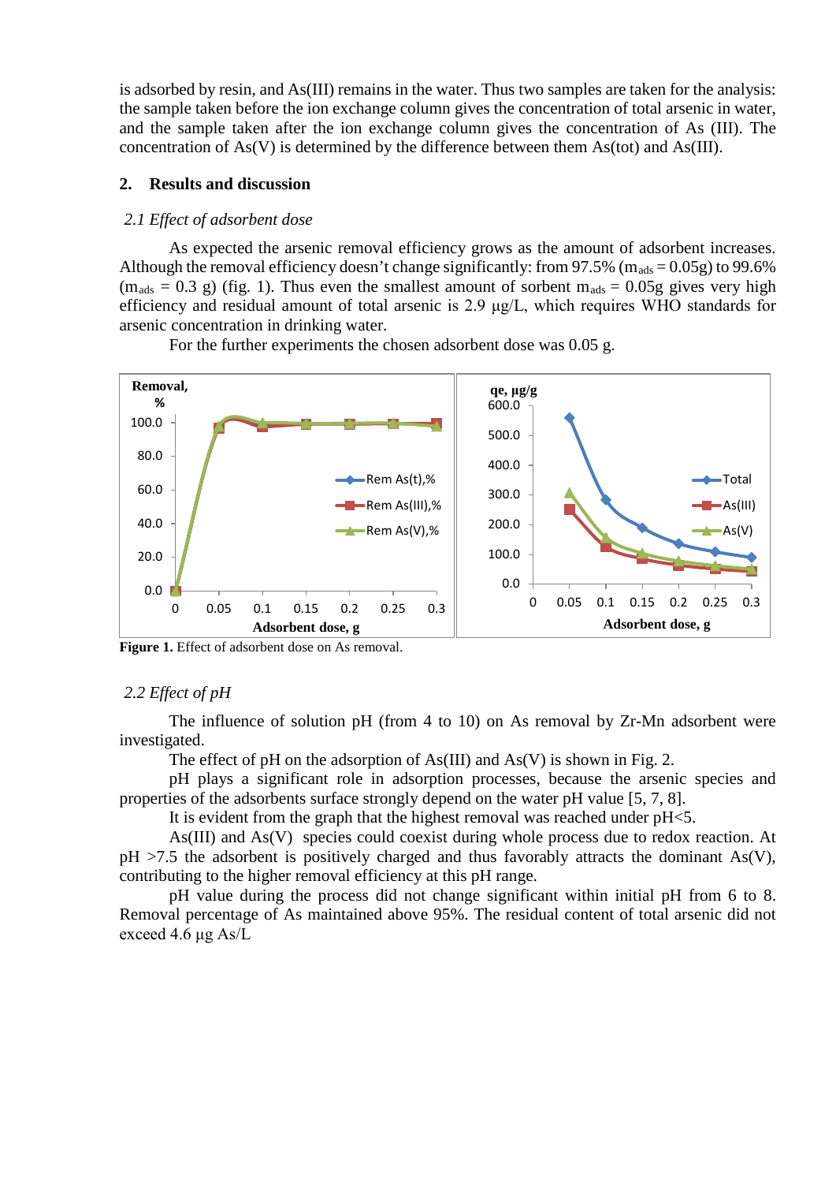is adsorbed by resin, and As(III) remains in the water. Thus two samples are taken for the analysis: the sample taken before the ion exchange column gives the concentration of total arsenic in water, and the sample taken after the ion exchange column gives the concentration of As (III). The concentration of As(V) is determined by the difference between them As(tot) and As(III).

## 2. Results and discussion

### *2.1 Effect of adsorbent dose*

As expected the arsenic removal efficiency grows as the amount of adsorbent increases. Although the removal efficiency doesn't change significantly: from 97.5% ($m_{ads}$ = 0.05g) to 99.6% ($m_{ads}$ = 0.3 g) (fig. 1). Thus even the smallest amount of sorbent $m_{ads}$ = 0.05g gives very high efficiency and residual amount of total arsenic is 2.9 μg/L, which requires WHO standards for arsenic concentration in drinking water.

For the further experiments the chosen adsorbent dose was 0.05 g.

**Figure 1.** Effect of adsorbent dose on As removal.

### *2.2 Effect of pH*

The influence of solution pH (from 4 to 10) on As removal by Zr-Mn adsorbent were investigated.

The effect of pH on the adsorption of As(III) and As(V) is shown in Fig. 2.

pH plays a significant role in adsorption processes, because the arsenic species and properties of the adsorbents surface strongly depend on the water pH value [5, 7, 8].

It is evident from the graph that the highest removal was reached under pH<5.

As(III) and As(V) species could coexist during whole process due to redox reaction. At pH >7.5 the adsorbent is positively charged and thus favorably attracts the dominant As(V), contributing to the higher removal efficiency at this pH range.

pH value during the process did not change significant within initial pH from 6 to 8. Removal percentage of As maintained above 95%. The residual content of total arsenic did not exceed 4.6 μg As/L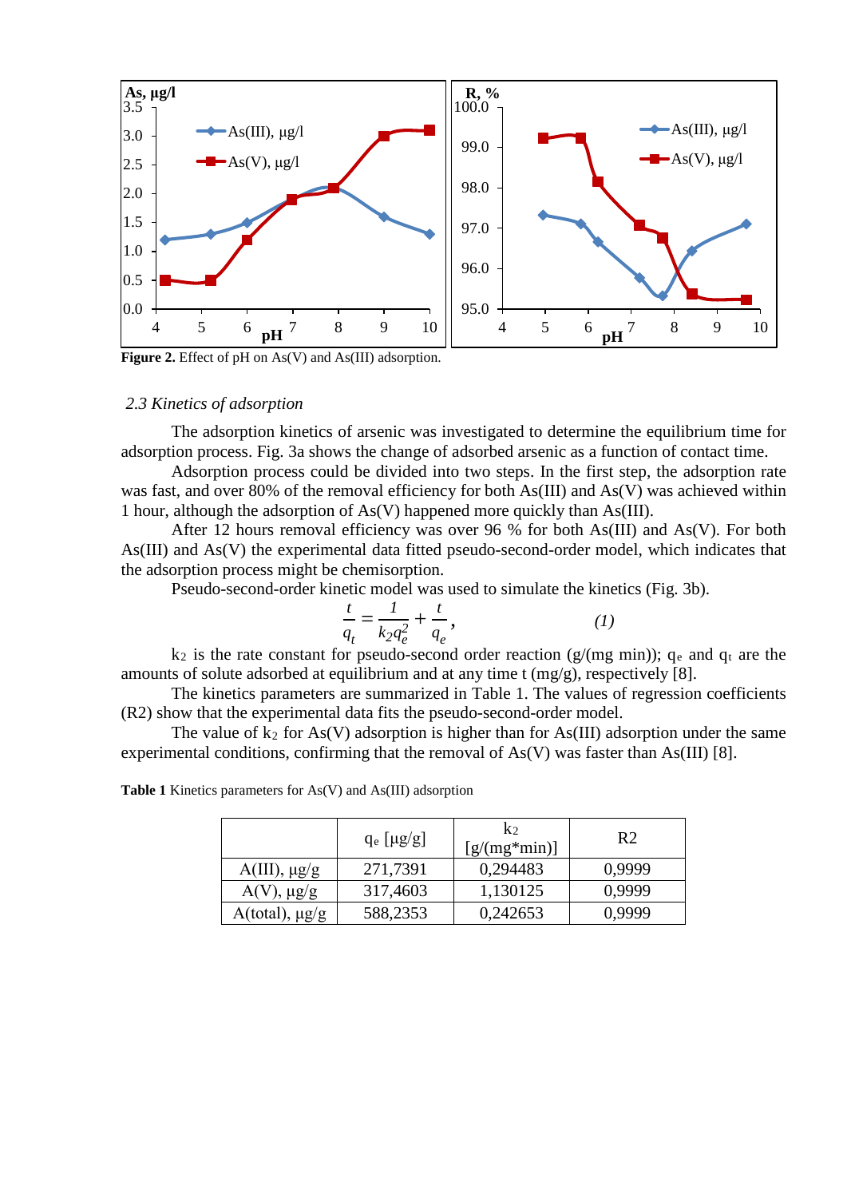**Figure 2.** Effect of pH on As(V) and As(III) adsorption.

*2.3 Kinetics of adsorption*

The adsorption kinetics of arsenic was investigated to determine the equilibrium time for adsorption process. Fig. 3a shows the change of adsorbed arsenic as a function of contact time.

Adsorption process could be divided into two steps. In the first step, the adsorption rate was fast, and over 80% of the removal efficiency for both As(III) and As(V) was achieved within 1 hour, although the adsorption of As(V) happened more quickly than As(III).

After 12 hours removal efficiency was over 96 % for both As(III) and As(V). For both As(III) and As(V) the experimental data fitted pseudo-second-order model, which indicates that the adsorption process might be chemisorption.

Pseudo-second-order kinetic model was used to simulate the kinetics (Fig. 3b).

$$\frac{t}{q_t} = \frac{1}{k_2 q_e^2} + \frac{t}{q_e}, \qquad (1)$$

$k_2$ is the rate constant for pseudo-second order reaction (g/(mg min)); $q_e$ and $q_t$ are the amounts of solute adsorbed at equilibrium and at any time t (mg/g), respectively [8].

The kinetics parameters are summarized in Table 1. The values of regression coefficients (R2) show that the experimental data fits the pseudo-second-order model.

The value of $k_2$ for As(V) adsorption is higher than for As(III) adsorption under the same experimental conditions, confirming that the removal of As(V) was faster than As(III) [8].

**Table 1** Kinetics parameters for As(V) and As(III) adsorption

| | $q_e$ [μg/g] | $k_2$ [g/(mg*min)] | R2 |
|---|---|---|---|
| A(III), μg/g | 271,7391 | 0,294483 | 0,9999 |
| A(V), μg/g | 317,4603 | 1,130125 | 0,9999 |
| A(total), μg/g | 588,2353 | 0,242653 | 0,9999 |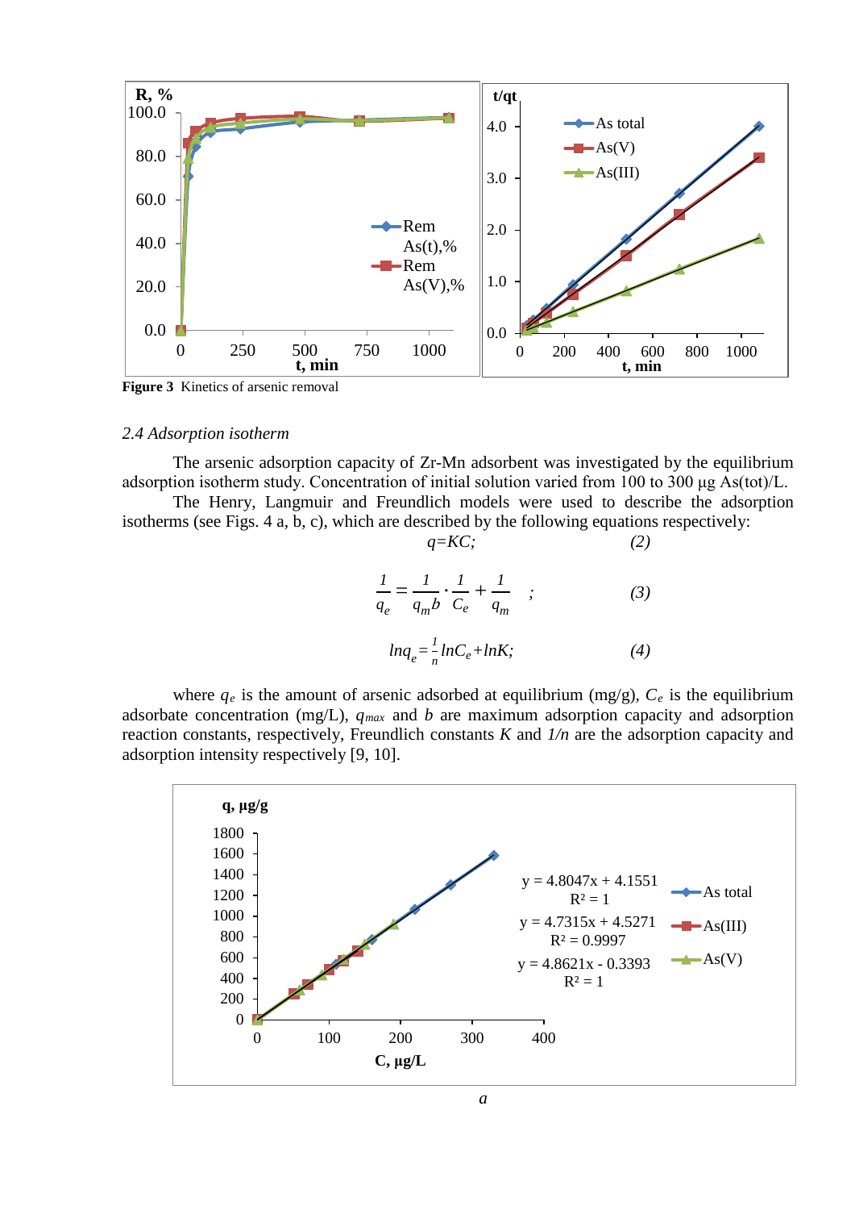**Figure 3** Kinetics of arsenic removal

*2.4 Adsorption isotherm*

The arsenic adsorption capacity of Zr-Mn adsorbent was investigated by the equilibrium adsorption isotherm study. Concentration of initial solution varied from 100 to 300 μg As(tot)/L.

The Henry, Langmuir and Freundlich models were used to describe the adsorption isotherms (see Figs. 4 a, b, c), which are described by the following equations respectively:

$$q = KC; \qquad (2)$$

$$\frac{1}{q_e} = \frac{1}{q_m b} \cdot \frac{1}{C_e} + \frac{1}{q_m} \quad ; \qquad (3)$$

$$\ln q_e = \frac{1}{n} \ln C_e + \ln K; \qquad (4)$$

where $q_e$ is the amount of arsenic adsorbed at equilibrium (mg/g), $C_e$ is the equilibrium adsorbate concentration (mg/L), $q_{max}$ and $b$ are maximum adsorption capacity and adsorption reaction constants, respectively, Freundlich constants $K$ and $1/n$ are the adsorption capacity and adsorption intensity respectively [9, 10].

*a*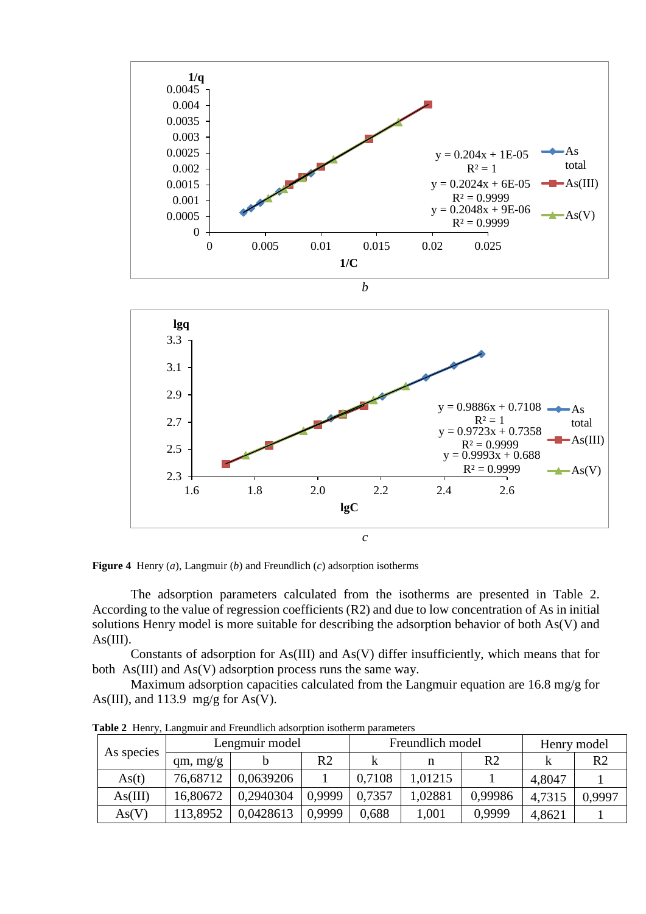*b*

*c*

**Figure 4** Henry (*a*), Langmuir (*b*) and Freundlich (*c*) adsorption isotherms

The adsorption parameters calculated from the isotherms are presented in Table 2. According to the value of regression coefficients (R2) and due to low concentration of As in initial solutions Henry model is more suitable for describing the adsorption behavior of both As(V) and As(III).

Constants of adsorption for As(III) and As(V) differ insufficiently, which means that for both As(III) and As(V) adsorption process runs the same way.

Maximum adsorption capacities calculated from the Langmuir equation are 16.8 mg/g for As(III), and 113.9 mg/g for As(V).

**Table 2** Henry, Langmuir and Freundlich adsorption isotherm parameters

| As species | Lengmuir model | | | Freundlich model | | | Henry model | |
|---|---|---|---|---|---|---|---|---|
| | qm, mg/g | b | R2 | k | n | R2 | k | R2 |
| As(t) | 76,68712 | 0,0639206 | 1 | 0,7108 | 1,01215 | 1 | 4,8047 | 1 |
| As(III) | 16,80672 | 0,2940304 | 0,9999 | 0,7357 | 1,02881 | 0,99986 | 4,7315 | 0,9997 |
| As(V) | 113,8952 | 0,0428613 | 0,9999 | 0,688 | 1,001 | 0,9999 | 4,8621 | 1 |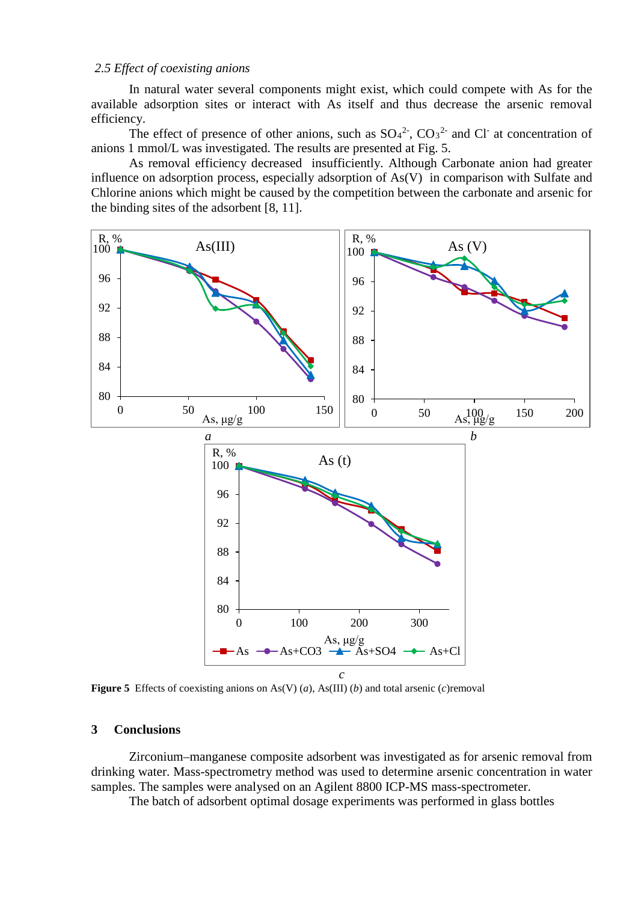*2.5 Effect of coexisting anions*

In natural water several components might exist, which could compete with As for the available adsorption sites or interact with As itself and thus decrease the arsenic removal efficiency.

The effect of presence of other anions, such as $SO_4^{2-}$, $CO_3^{2-}$ and $Cl^-$ at concentration of anions 1 mmol/L was investigated. The results are presented at Fig. 5.

As removal efficiency decreased insufficiently. Although Carbonate anion had greater influence on adsorption process, especially adsorption of As(V) in comparison with Sulfate and Chlorine anions which might be caused by the competition between the carbonate and arsenic for the binding sites of the adsorbent [8, 11].

**Figure 5** Effects of coexisting anions on As(V) (*a*), As(III) (*b*) and total arsenic (*c*)removal

## 3 Conclusions

Zirconium–manganese composite adsorbent was investigated as for arsenic removal from drinking water. Mass-spectrometry method was used to determine arsenic concentration in water samples. The samples were analysed on an Agilent 8800 ICP-MS mass-spectrometer.

The batch of adsorbent optimal dosage experiments was performed in glass bottles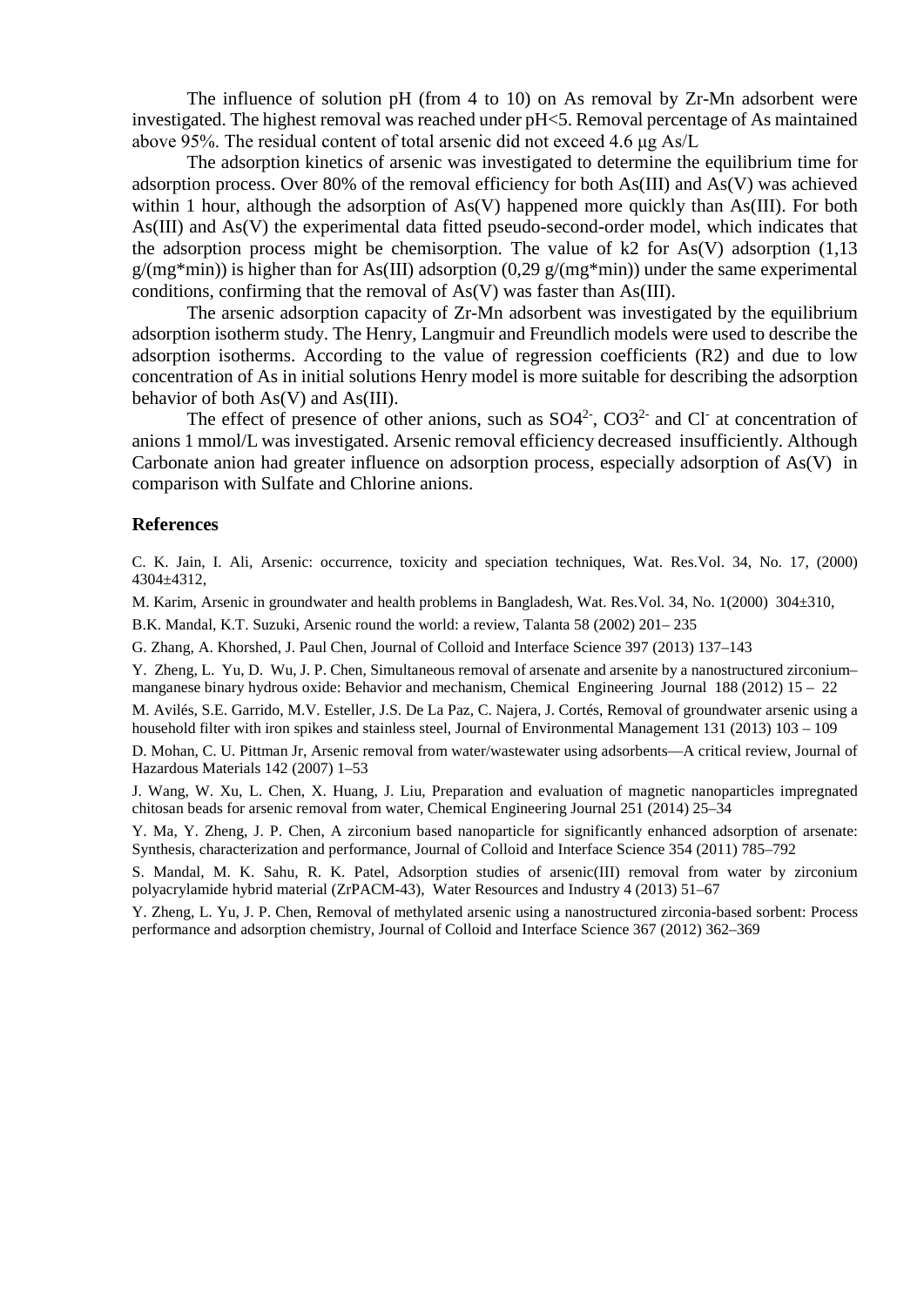The influence of solution pH (from 4 to 10) on As removal by Zr-Mn adsorbent were investigated. The highest removal was reached under pH<5. Removal percentage of As maintained above 95%. The residual content of total arsenic did not exceed 4.6 μg As/L

The adsorption kinetics of arsenic was investigated to determine the equilibrium time for adsorption process. Over 80% of the removal efficiency for both As(III) and As(V) was achieved within 1 hour, although the adsorption of As(V) happened more quickly than As(III). For both As(III) and As(V) the experimental data fitted pseudo-second-order model, which indicates that the adsorption process might be chemisorption. The value of k2 for As(V) adsorption (1,13 g/(mg*min)) is higher than for As(III) adsorption (0,29 g/(mg*min)) under the same experimental conditions, confirming that the removal of As(V) was faster than As(III).

The arsenic adsorption capacity of Zr-Mn adsorbent was investigated by the equilibrium adsorption isotherm study. The Henry, Langmuir and Freundlich models were used to describe the adsorption isotherms. According to the value of regression coefficients (R2) and due to low concentration of As in initial solutions Henry model is more suitable for describing the adsorption behavior of both As(V) and As(III).

The effect of presence of other anions, such as $SO4^{2-}$, $CO3^{2-}$ and $Cl^{-}$ at concentration of anions 1 mmol/L was investigated. Arsenic removal efficiency decreased insufficiently. Although Carbonate anion had greater influence on adsorption process, especially adsorption of As(V) in comparison with Sulfate and Chlorine anions.

## References

C. K. Jain, I. Ali, Arsenic: occurrence, toxicity and speciation techniques, Wat. Res.Vol. 34, No. 17, (2000) 4304±4312,

M. Karim, Arsenic in groundwater and health problems in Bangladesh, Wat. Res.Vol. 34, No. 1(2000) 304±310,

B.K. Mandal, K.T. Suzuki, Arsenic round the world: a review, Talanta 58 (2002) 201– 235

G. Zhang, A. Khorshed, J. Paul Chen, Journal of Colloid and Interface Science 397 (2013) 137–143

Y. Zheng, L. Yu, D. Wu, J. P. Chen, Simultaneous removal of arsenate and arsenite by a nanostructured zirconium–manganese binary hydrous oxide: Behavior and mechanism, Chemical Engineering Journal 188 (2012) 15 – 22

M. Avilés, S.E. Garrido, M.V. Esteller, J.S. De La Paz, C. Najera, J. Cortés, Removal of groundwater arsenic using a household filter with iron spikes and stainless steel, Journal of Environmental Management 131 (2013) 103 – 109

D. Mohan, C. U. Pittman Jr, Arsenic removal from water/wastewater using adsorbents—A critical review, Journal of Hazardous Materials 142 (2007) 1–53

J. Wang, W. Xu, L. Chen, X. Huang, J. Liu, Preparation and evaluation of magnetic nanoparticles impregnated chitosan beads for arsenic removal from water, Chemical Engineering Journal 251 (2014) 25–34

Y. Ma, Y. Zheng, J. P. Chen, A zirconium based nanoparticle for significantly enhanced adsorption of arsenate: Synthesis, characterization and performance, Journal of Colloid and Interface Science 354 (2011) 785–792

S. Mandal, M. K. Sahu, R. K. Patel, Adsorption studies of arsenic(III) removal from water by zirconium polyacrylamide hybrid material (ZrPACM-43), Water Resources and Industry 4 (2013) 51–67

Y. Zheng, L. Yu, J. P. Chen, Removal of methylated arsenic using a nanostructured zirconia-based sorbent: Process performance and adsorption chemistry, Journal of Colloid and Interface Science 367 (2012) 362–369